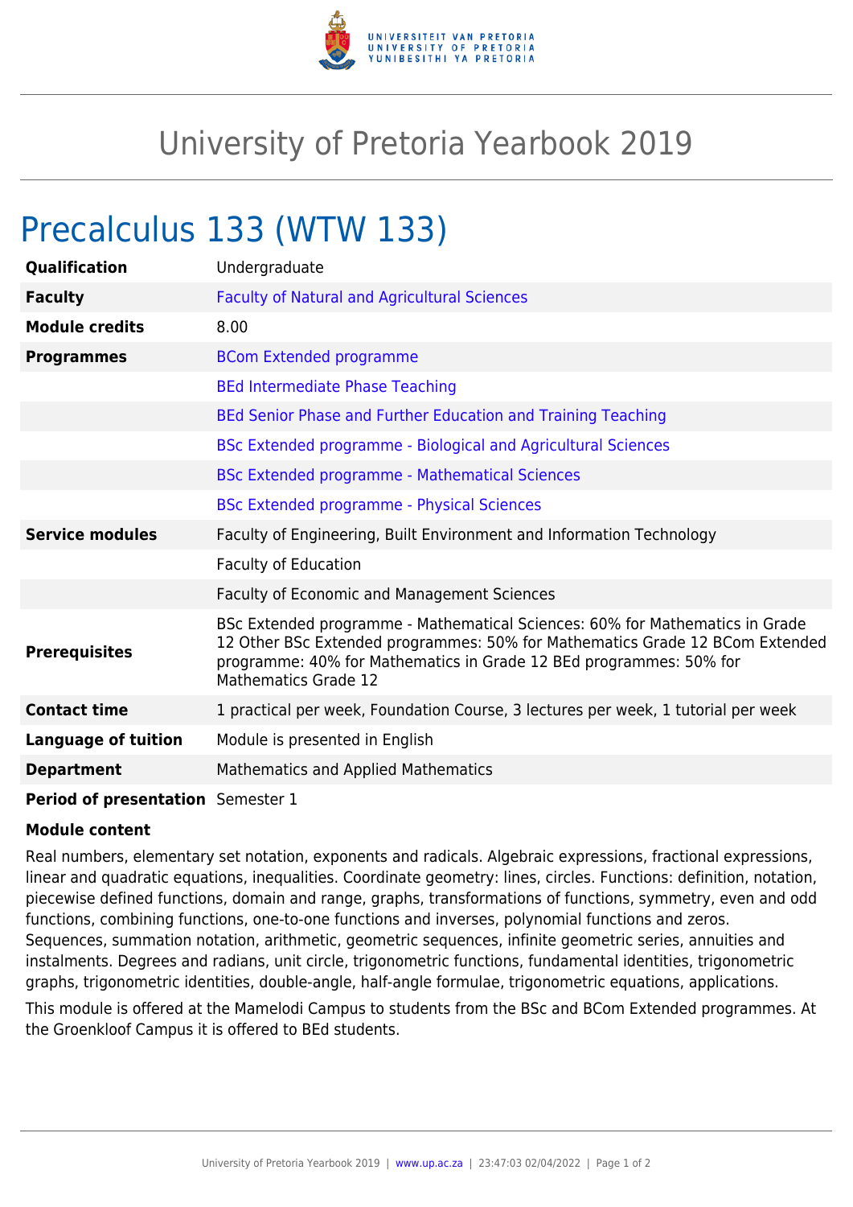# University of Pretoria Yearbook 2019

## Precalculus 133 (WTW 133)

| | |
|---|---|
| **Qualification** | Undergraduate |
| **Faculty** | Faculty of Natural and Agricultural Sciences |
| **Module credits** | 8.00 |
| **Programmes** | BCom Extended programme |
| | BEd Intermediate Phase Teaching |
| | BEd Senior Phase and Further Education and Training Teaching |
| | BSc Extended programme - Biological and Agricultural Sciences |
| | BSc Extended programme - Mathematical Sciences |
| | BSc Extended programme - Physical Sciences |
| **Service modules** | Faculty of Engineering, Built Environment and Information Technology |
| | Faculty of Education |
| | Faculty of Economic and Management Sciences |
| **Prerequisites** | BSc Extended programme - Mathematical Sciences: 60% for Mathematics in Grade 12 Other BSc Extended programmes: 50% for Mathematics Grade 12 BCom Extended programme: 40% for Mathematics in Grade 12 BEd programmes: 50% for Mathematics Grade 12 |
| **Contact time** | 1 practical per week, Foundation Course, 3 lectures per week, 1 tutorial per week |
| **Language of tuition** | Module is presented in English |
| **Department** | Mathematics and Applied Mathematics |
| **Period of presentation** | Semester 1 |

**Module content**

Real numbers, elementary set notation, exponents and radicals. Algebraic expressions, fractional expressions, linear and quadratic equations, inequalities. Coordinate geometry: lines, circles. Functions: definition, notation, piecewise defined functions, domain and range, graphs, transformations of functions, symmetry, even and odd functions, combining functions, one-to-one functions and inverses, polynomial functions and zeros. Sequences, summation notation, arithmetic, geometric sequences, infinite geometric series, annuities and instalments. Degrees and radians, unit circle, trigonometric functions, fundamental identities, trigonometric graphs, trigonometric identities, double-angle, half-angle formulae, trigonometric equations, applications.

This module is offered at the Mamelodi Campus to students from the BSc and BCom Extended programmes. At the Groenkloof Campus it is offered to BEd students.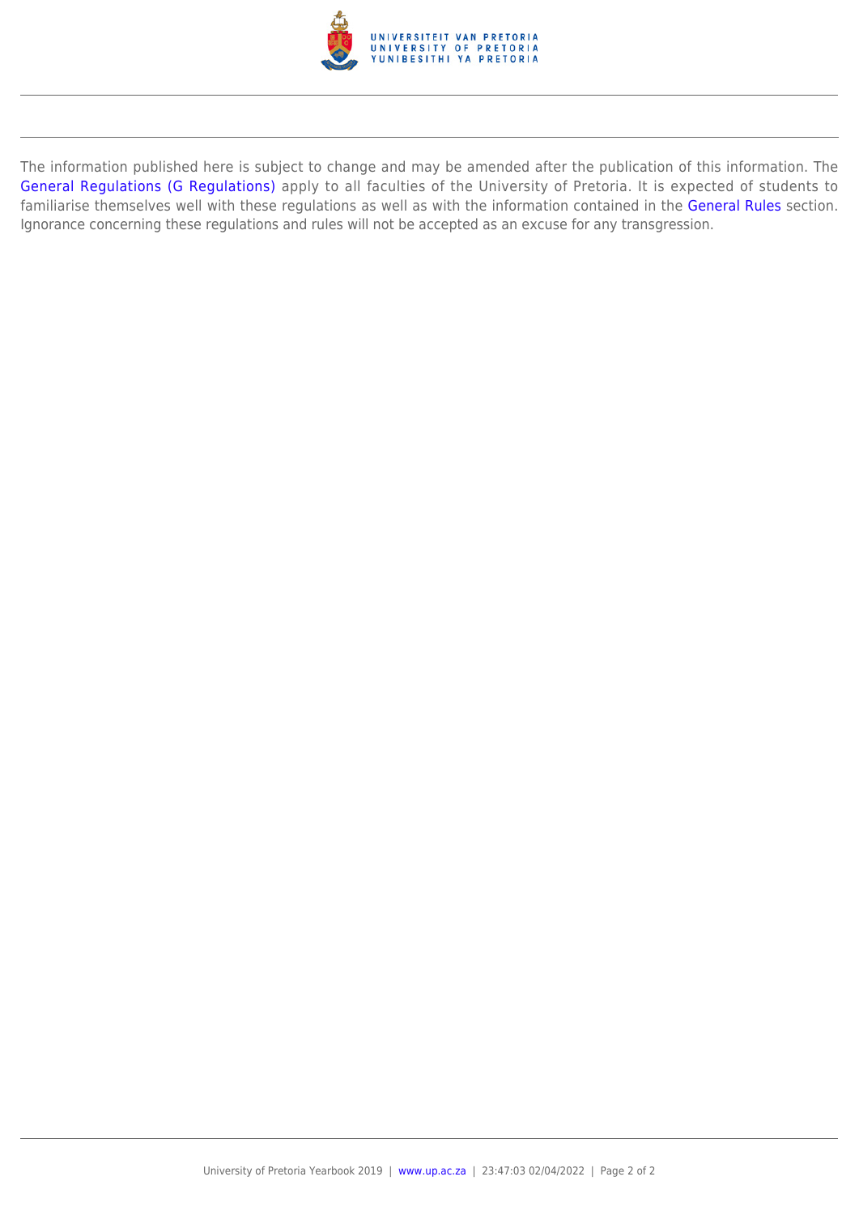The information published here is subject to change and may be amended after the publication of this information. The General Regulations (G Regulations) apply to all faculties of the University of Pretoria. It is expected of students to familiarise themselves well with these regulations as well as with the information contained in the General Rules section. Ignorance concerning these regulations and rules will not be accepted as an excuse for any transgression.